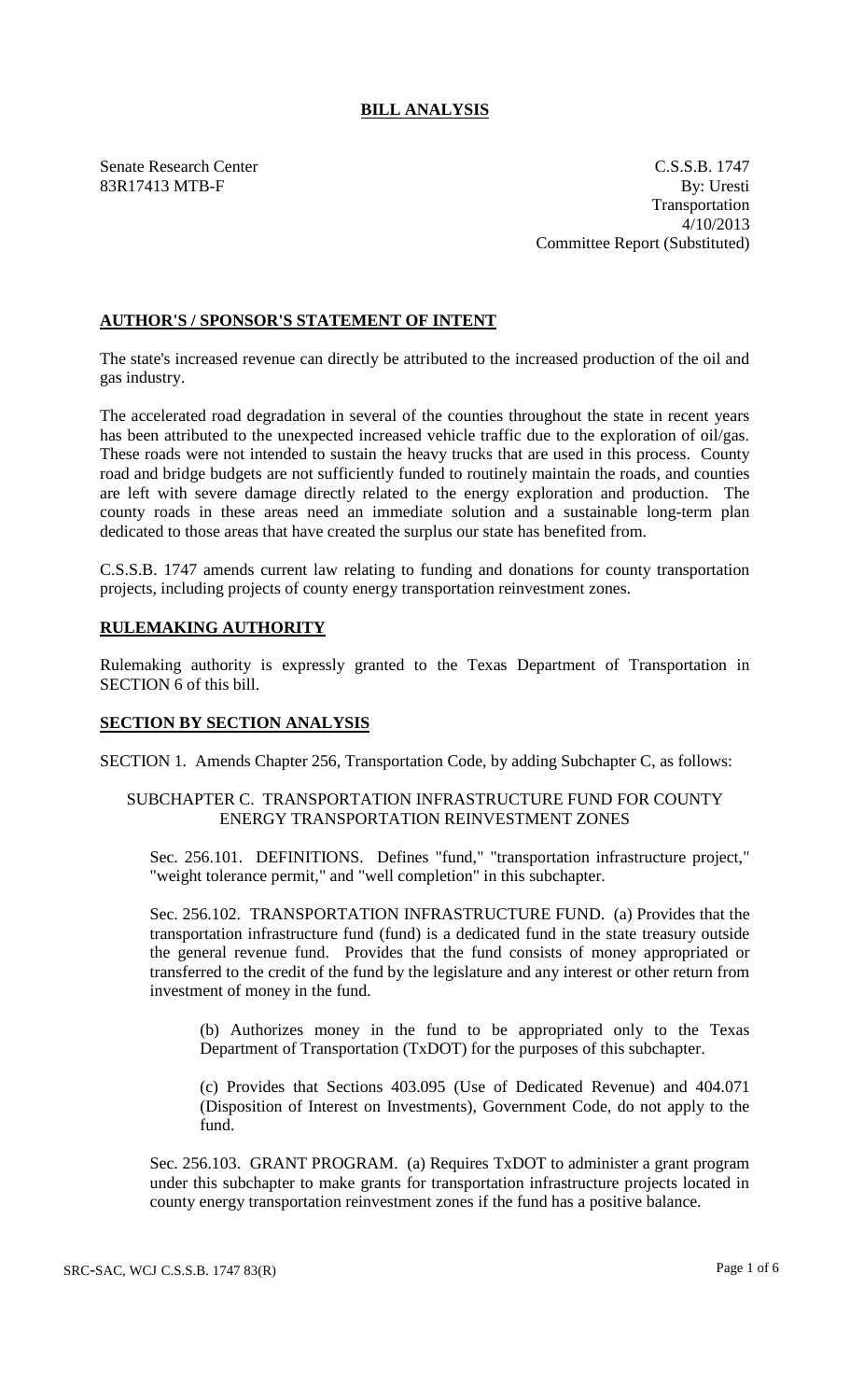# BILL ANALYSIS

Senate Research Center
83R17413 MTB-F

C.S.S.B. 1747
By: Uresti
Transportation
4/10/2013
Committee Report (Substituted)

## AUTHOR'S / SPONSOR'S STATEMENT OF INTENT

The state's increased revenue can directly be attributed to the increased production of the oil and gas industry.

The accelerated road degradation in several of the counties throughout the state in recent years has been attributed to the unexpected increased vehicle traffic due to the exploration of oil/gas. These roads were not intended to sustain the heavy trucks that are used in this process. County road and bridge budgets are not sufficiently funded to routinely maintain the roads, and counties are left with severe damage directly related to the energy exploration and production. The county roads in these areas need an immediate solution and a sustainable long-term plan dedicated to those areas that have created the surplus our state has benefited from.

C.S.S.B. 1747 amends current law relating to funding and donations for county transportation projects, including projects of county energy transportation reinvestment zones.

## RULEMAKING AUTHORITY

Rulemaking authority is expressly granted to the Texas Department of Transportation in SECTION 6 of this bill.

## SECTION BY SECTION ANALYSIS

SECTION 1. Amends Chapter 256, Transportation Code, by adding Subchapter C, as follows:

SUBCHAPTER C. TRANSPORTATION INFRASTRUCTURE FUND FOR COUNTY ENERGY TRANSPORTATION REINVESTMENT ZONES

Sec. 256.101. DEFINITIONS. Defines "fund," "transportation infrastructure project," "weight tolerance permit," and "well completion" in this subchapter.

Sec. 256.102. TRANSPORTATION INFRASTRUCTURE FUND. (a) Provides that the transportation infrastructure fund (fund) is a dedicated fund in the state treasury outside the general revenue fund. Provides that the fund consists of money appropriated or transferred to the credit of the fund by the legislature and any interest or other return from investment of money in the fund.

(b) Authorizes money in the fund to be appropriated only to the Texas Department of Transportation (TxDOT) for the purposes of this subchapter.

(c) Provides that Sections 403.095 (Use of Dedicated Revenue) and 404.071 (Disposition of Interest on Investments), Government Code, do not apply to the fund.

Sec. 256.103. GRANT PROGRAM. (a) Requires TxDOT to administer a grant program under this subchapter to make grants for transportation infrastructure projects located in county energy transportation reinvestment zones if the fund has a positive balance.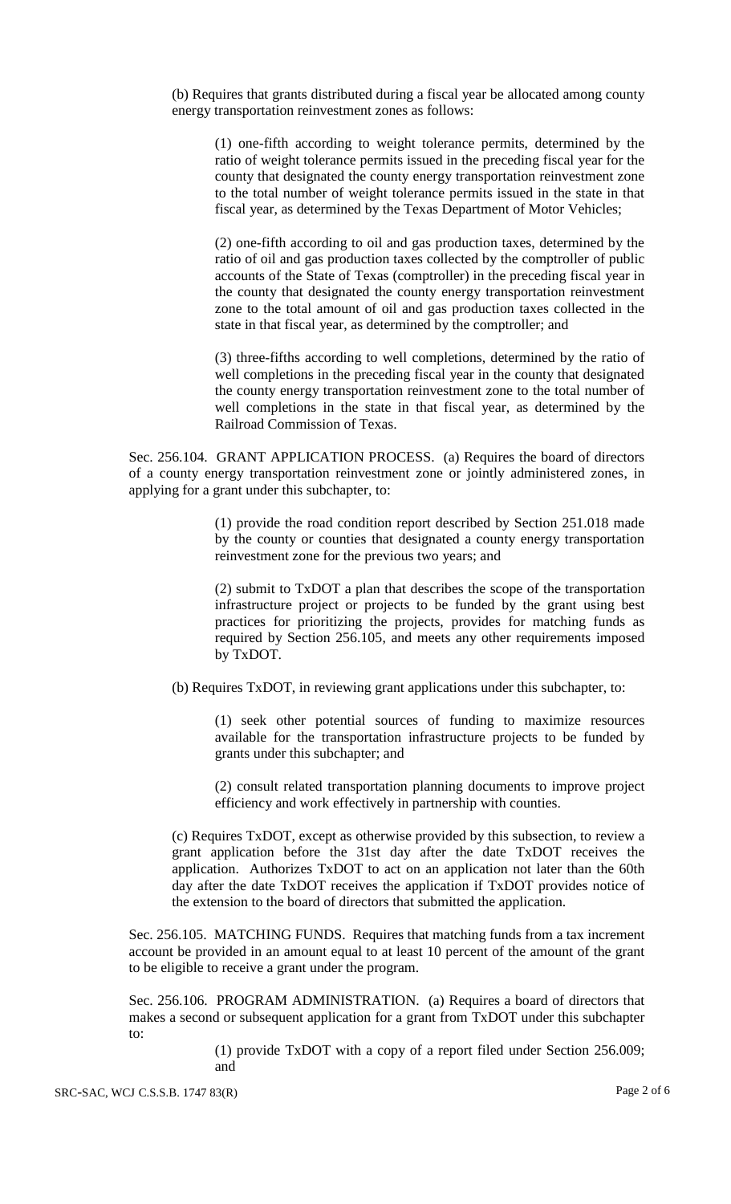(b) Requires that grants distributed during a fiscal year be allocated among county energy transportation reinvestment zones as follows:

(1) one-fifth according to weight tolerance permits, determined by the ratio of weight tolerance permits issued in the preceding fiscal year for the county that designated the county energy transportation reinvestment zone to the total number of weight tolerance permits issued in the state in that fiscal year, as determined by the Texas Department of Motor Vehicles;

(2) one-fifth according to oil and gas production taxes, determined by the ratio of oil and gas production taxes collected by the comptroller of public accounts of the State of Texas (comptroller) in the preceding fiscal year in the county that designated the county energy transportation reinvestment zone to the total amount of oil and gas production taxes collected in the state in that fiscal year, as determined by the comptroller; and

(3) three-fifths according to well completions, determined by the ratio of well completions in the preceding fiscal year in the county that designated the county energy transportation reinvestment zone to the total number of well completions in the state in that fiscal year, as determined by the Railroad Commission of Texas.

Sec. 256.104. GRANT APPLICATION PROCESS. (a) Requires the board of directors of a county energy transportation reinvestment zone or jointly administered zones, in applying for a grant under this subchapter, to:

(1) provide the road condition report described by Section 251.018 made by the county or counties that designated a county energy transportation reinvestment zone for the previous two years; and

(2) submit to TxDOT a plan that describes the scope of the transportation infrastructure project or projects to be funded by the grant using best practices for prioritizing the projects, provides for matching funds as required by Section 256.105, and meets any other requirements imposed by TxDOT.

(b) Requires TxDOT, in reviewing grant applications under this subchapter, to:

(1) seek other potential sources of funding to maximize resources available for the transportation infrastructure projects to be funded by grants under this subchapter; and

(2) consult related transportation planning documents to improve project efficiency and work effectively in partnership with counties.

(c) Requires TxDOT, except as otherwise provided by this subsection, to review a grant application before the 31st day after the date TxDOT receives the application. Authorizes TxDOT to act on an application not later than the 60th day after the date TxDOT receives the application if TxDOT provides notice of the extension to the board of directors that submitted the application.

Sec. 256.105. MATCHING FUNDS. Requires that matching funds from a tax increment account be provided in an amount equal to at least 10 percent of the amount of the grant to be eligible to receive a grant under the program.

Sec. 256.106. PROGRAM ADMINISTRATION. (a) Requires a board of directors that makes a second or subsequent application for a grant from TxDOT under this subchapter to:

(1) provide TxDOT with a copy of a report filed under Section 256.009; and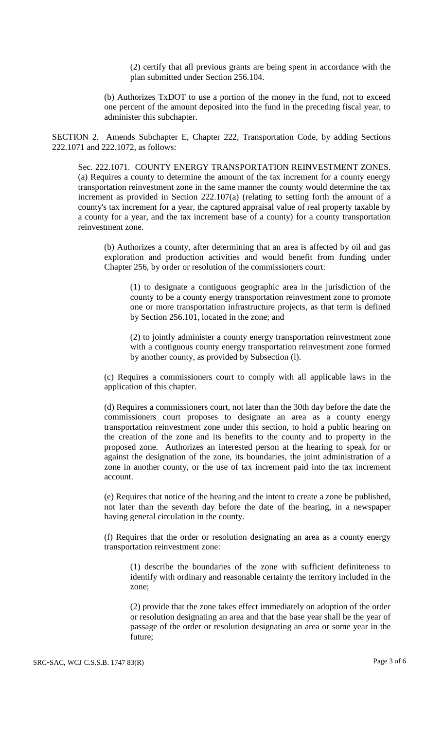(2) certify that all previous grants are being spent in accordance with the plan submitted under Section 256.104.

(b) Authorizes TxDOT to use a portion of the money in the fund, not to exceed one percent of the amount deposited into the fund in the preceding fiscal year, to administer this subchapter.

SECTION 2. Amends Subchapter E, Chapter 222, Transportation Code, by adding Sections 222.1071 and 222.1072, as follows:

Sec. 222.1071. COUNTY ENERGY TRANSPORTATION REINVESTMENT ZONES. (a) Requires a county to determine the amount of the tax increment for a county energy transportation reinvestment zone in the same manner the county would determine the tax increment as provided in Section 222.107(a) (relating to setting forth the amount of a county's tax increment for a year, the captured appraisal value of real property taxable by a county for a year, and the tax increment base of a county) for a county transportation reinvestment zone.

(b) Authorizes a county, after determining that an area is affected by oil and gas exploration and production activities and would benefit from funding under Chapter 256, by order or resolution of the commissioners court:

(1) to designate a contiguous geographic area in the jurisdiction of the county to be a county energy transportation reinvestment zone to promote one or more transportation infrastructure projects, as that term is defined by Section 256.101, located in the zone; and

(2) to jointly administer a county energy transportation reinvestment zone with a contiguous county energy transportation reinvestment zone formed by another county, as provided by Subsection (l).

(c) Requires a commissioners court to comply with all applicable laws in the application of this chapter.

(d) Requires a commissioners court, not later than the 30th day before the date the commissioners court proposes to designate an area as a county energy transportation reinvestment zone under this section, to hold a public hearing on the creation of the zone and its benefits to the county and to property in the proposed zone. Authorizes an interested person at the hearing to speak for or against the designation of the zone, its boundaries, the joint administration of a zone in another county, or the use of tax increment paid into the tax increment account.

(e) Requires that notice of the hearing and the intent to create a zone be published, not later than the seventh day before the date of the hearing, in a newspaper having general circulation in the county.

(f) Requires that the order or resolution designating an area as a county energy transportation reinvestment zone:

(1) describe the boundaries of the zone with sufficient definiteness to identify with ordinary and reasonable certainty the territory included in the zone;

(2) provide that the zone takes effect immediately on adoption of the order or resolution designating an area and that the base year shall be the year of passage of the order or resolution designating an area or some year in the future;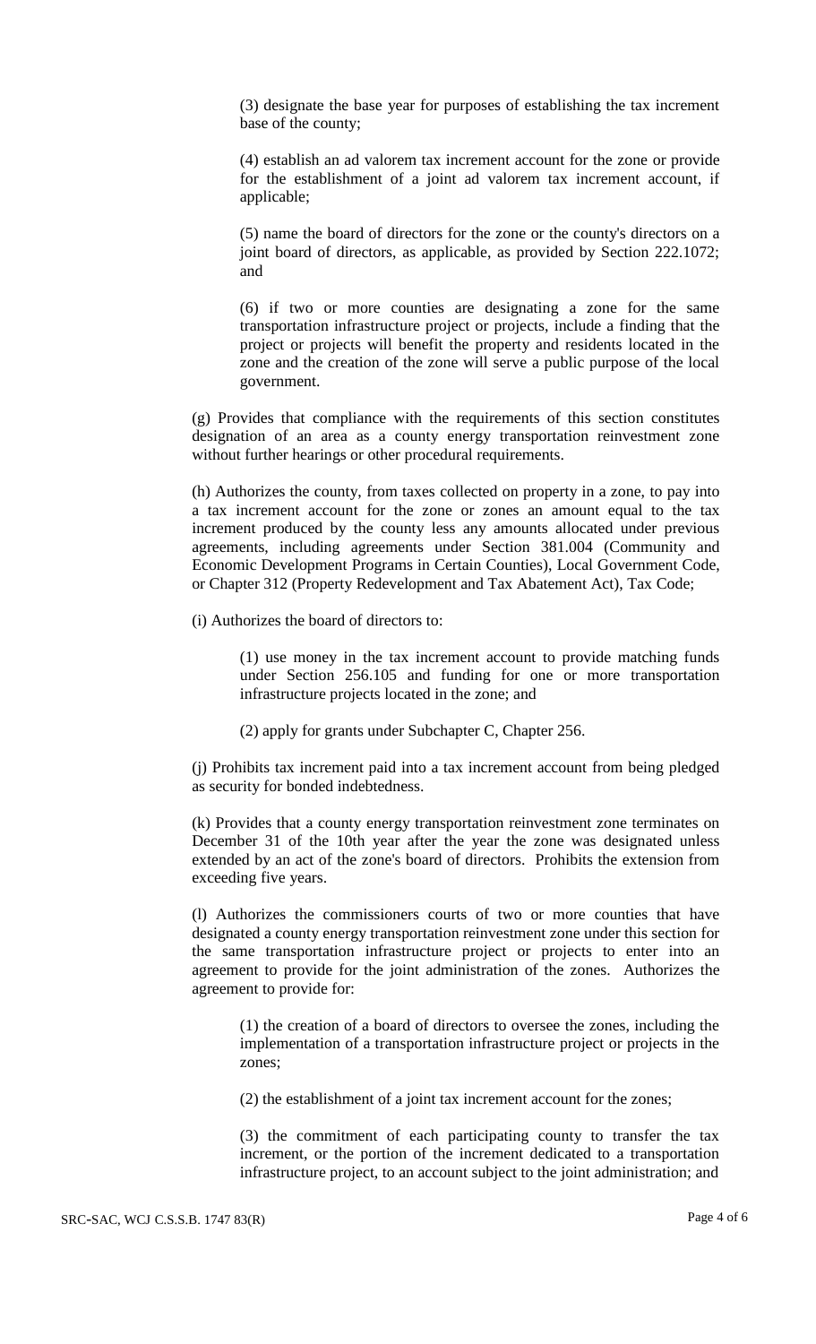(3) designate the base year for purposes of establishing the tax increment base of the county;

(4) establish an ad valorem tax increment account for the zone or provide for the establishment of a joint ad valorem tax increment account, if applicable;

(5) name the board of directors for the zone or the county's directors on a joint board of directors, as applicable, as provided by Section 222.1072; and

(6) if two or more counties are designating a zone for the same transportation infrastructure project or projects, include a finding that the project or projects will benefit the property and residents located in the zone and the creation of the zone will serve a public purpose of the local government.

(g) Provides that compliance with the requirements of this section constitutes designation of an area as a county energy transportation reinvestment zone without further hearings or other procedural requirements.

(h) Authorizes the county, from taxes collected on property in a zone, to pay into a tax increment account for the zone or zones an amount equal to the tax increment produced by the county less any amounts allocated under previous agreements, including agreements under Section 381.004 (Community and Economic Development Programs in Certain Counties), Local Government Code, or Chapter 312 (Property Redevelopment and Tax Abatement Act), Tax Code;

(i) Authorizes the board of directors to:

(1) use money in the tax increment account to provide matching funds under Section 256.105 and funding for one or more transportation infrastructure projects located in the zone; and

(2) apply for grants under Subchapter C, Chapter 256.

(j) Prohibits tax increment paid into a tax increment account from being pledged as security for bonded indebtedness.

(k) Provides that a county energy transportation reinvestment zone terminates on December 31 of the 10th year after the year the zone was designated unless extended by an act of the zone's board of directors. Prohibits the extension from exceeding five years.

(l) Authorizes the commissioners courts of two or more counties that have designated a county energy transportation reinvestment zone under this section for the same transportation infrastructure project or projects to enter into an agreement to provide for the joint administration of the zones. Authorizes the agreement to provide for:

(1) the creation of a board of directors to oversee the zones, including the implementation of a transportation infrastructure project or projects in the zones;

(2) the establishment of a joint tax increment account for the zones;

(3) the commitment of each participating county to transfer the tax increment, or the portion of the increment dedicated to a transportation infrastructure project, to an account subject to the joint administration; and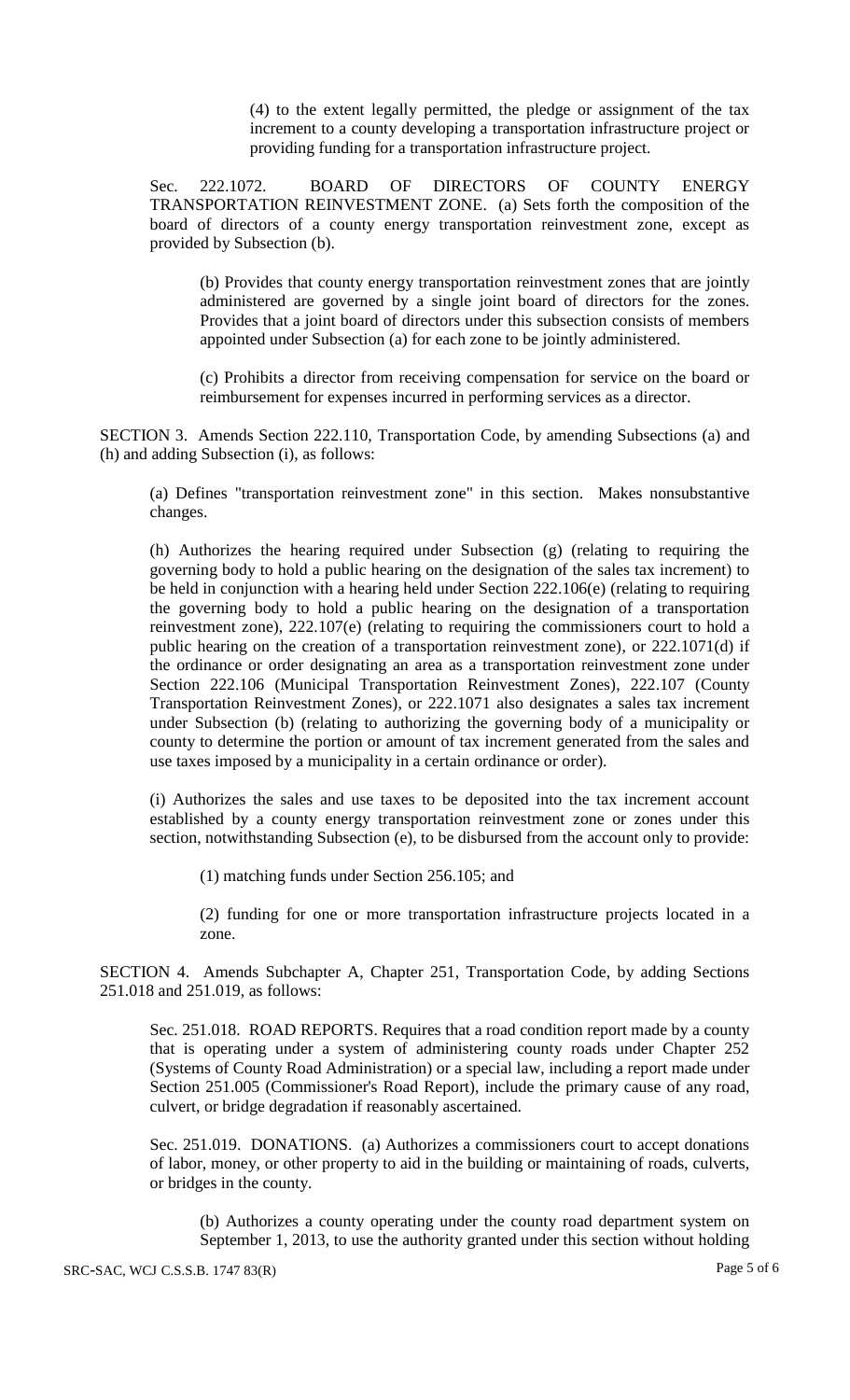(4) to the extent legally permitted, the pledge or assignment of the tax increment to a county developing a transportation infrastructure project or providing funding for a transportation infrastructure project.

Sec. 222.1072. BOARD OF DIRECTORS OF COUNTY ENERGY TRANSPORTATION REINVESTMENT ZONE. (a) Sets forth the composition of the board of directors of a county energy transportation reinvestment zone, except as provided by Subsection (b).

(b) Provides that county energy transportation reinvestment zones that are jointly administered are governed by a single joint board of directors for the zones. Provides that a joint board of directors under this subsection consists of members appointed under Subsection (a) for each zone to be jointly administered.

(c) Prohibits a director from receiving compensation for service on the board or reimbursement for expenses incurred in performing services as a director.

SECTION 3. Amends Section 222.110, Transportation Code, by amending Subsections (a) and (h) and adding Subsection (i), as follows:

(a) Defines "transportation reinvestment zone" in this section. Makes nonsubstantive changes.

(h) Authorizes the hearing required under Subsection (g) (relating to requiring the governing body to hold a public hearing on the designation of the sales tax increment) to be held in conjunction with a hearing held under Section 222.106(e) (relating to requiring the governing body to hold a public hearing on the designation of a transportation reinvestment zone), 222.107(e) (relating to requiring the commissioners court to hold a public hearing on the creation of a transportation reinvestment zone), or 222.1071(d) if the ordinance or order designating an area as a transportation reinvestment zone under Section 222.106 (Municipal Transportation Reinvestment Zones), 222.107 (County Transportation Reinvestment Zones), or 222.1071 also designates a sales tax increment under Subsection (b) (relating to authorizing the governing body of a municipality or county to determine the portion or amount of tax increment generated from the sales and use taxes imposed by a municipality in a certain ordinance or order).

(i) Authorizes the sales and use taxes to be deposited into the tax increment account established by a county energy transportation reinvestment zone or zones under this section, notwithstanding Subsection (e), to be disbursed from the account only to provide:

(1) matching funds under Section 256.105; and

(2) funding for one or more transportation infrastructure projects located in a zone.

SECTION 4. Amends Subchapter A, Chapter 251, Transportation Code, by adding Sections 251.018 and 251.019, as follows:

Sec. 251.018. ROAD REPORTS. Requires that a road condition report made by a county that is operating under a system of administering county roads under Chapter 252 (Systems of County Road Administration) or a special law, including a report made under Section 251.005 (Commissioner's Road Report), include the primary cause of any road, culvert, or bridge degradation if reasonably ascertained.

Sec. 251.019. DONATIONS. (a) Authorizes a commissioners court to accept donations of labor, money, or other property to aid in the building or maintaining of roads, culverts, or bridges in the county.

(b) Authorizes a county operating under the county road department system on September 1, 2013, to use the authority granted under this section without holding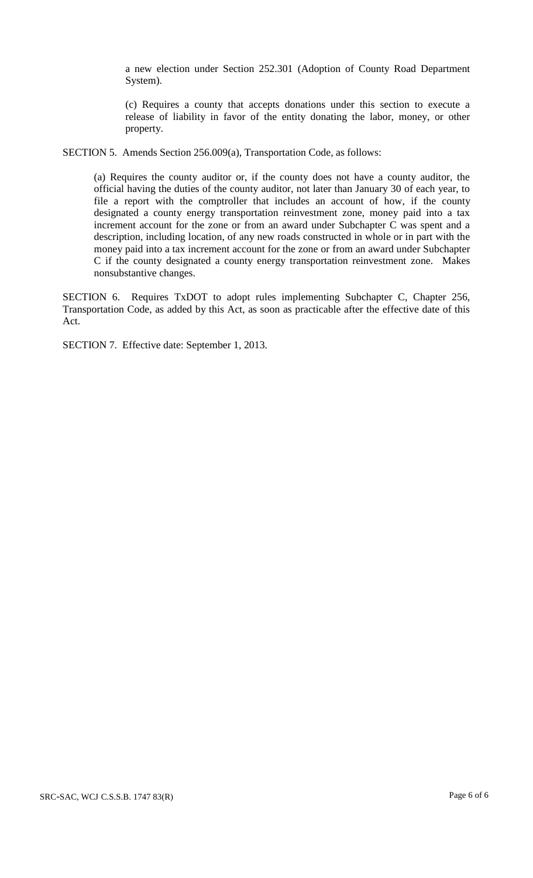a new election under Section 252.301 (Adoption of County Road Department System).

(c) Requires a county that accepts donations under this section to execute a release of liability in favor of the entity donating the labor, money, or other property.

SECTION 5. Amends Section 256.009(a), Transportation Code, as follows:

(a) Requires the county auditor or, if the county does not have a county auditor, the official having the duties of the county auditor, not later than January 30 of each year, to file a report with the comptroller that includes an account of how, if the county designated a county energy transportation reinvestment zone, money paid into a tax increment account for the zone or from an award under Subchapter C was spent and a description, including location, of any new roads constructed in whole or in part with the money paid into a tax increment account for the zone or from an award under Subchapter C if the county designated a county energy transportation reinvestment zone. Makes nonsubstantive changes.

SECTION 6. Requires TxDOT to adopt rules implementing Subchapter C, Chapter 256, Transportation Code, as added by this Act, as soon as practicable after the effective date of this Act.

SECTION 7. Effective date: September 1, 2013.